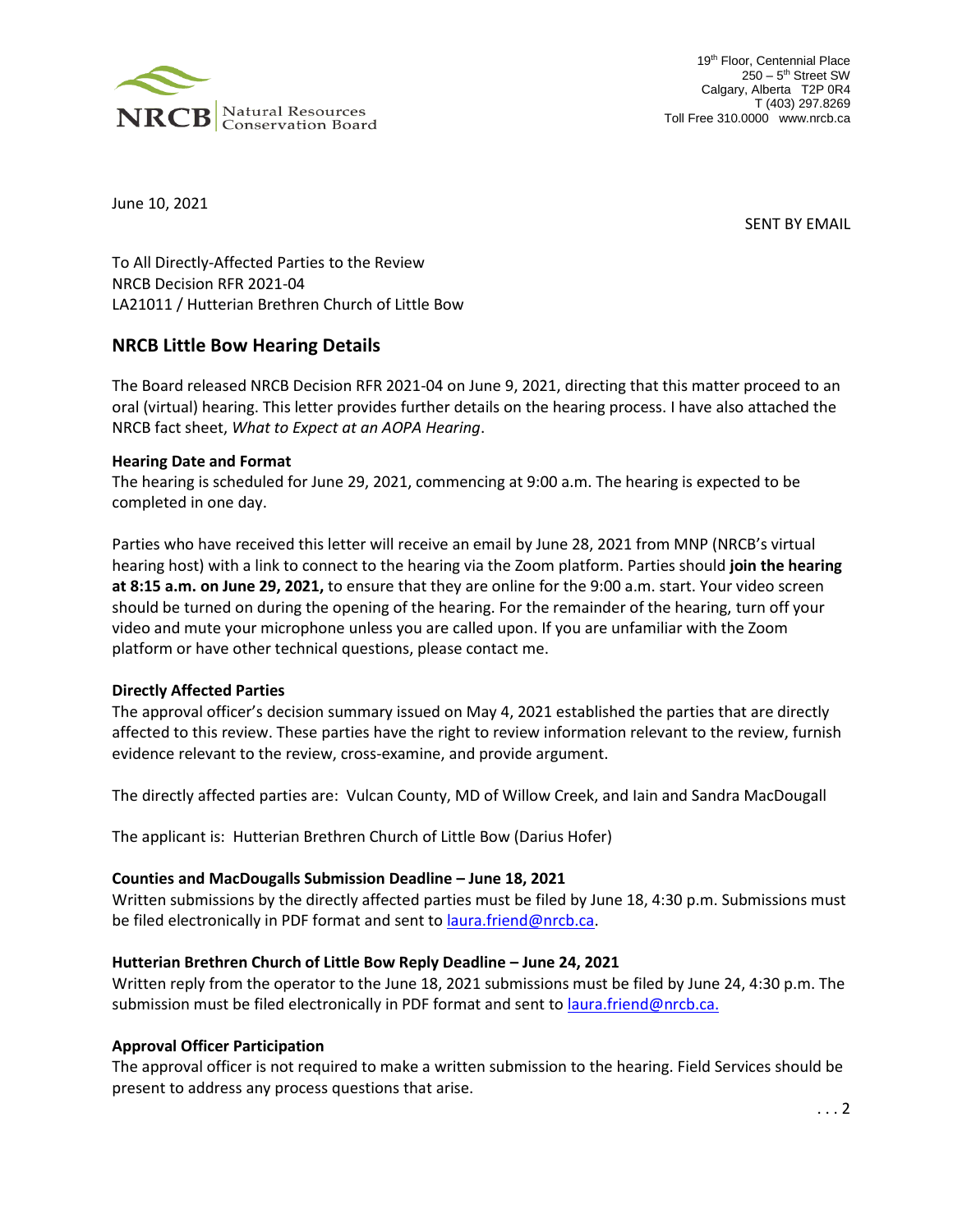NRCB | Natural Resources Conservation Board

19th Floor, Centennial Place
250 – 5th Street SW
Calgary, Alberta T2P 0R4
T (403) 297.8269
Toll Free 310.0000 www.nrcb.ca

June 10, 2021

SENT BY EMAIL

To All Directly-Affected Parties to the Review
NRCB Decision RFR 2021-04
LA21011 / Hutterian Brethren Church of Little Bow

## NRCB Little Bow Hearing Details

The Board released NRCB Decision RFR 2021-04 on June 9, 2021, directing that this matter proceed to an oral (virtual) hearing. This letter provides further details on the hearing process. I have also attached the NRCB fact sheet, *What to Expect at an AOPA Hearing*.

**Hearing Date and Format**
The hearing is scheduled for June 29, 2021, commencing at 9:00 a.m. The hearing is expected to be completed in one day.

Parties who have received this letter will receive an email by June 28, 2021 from MNP (NRCB's virtual hearing host) with a link to connect to the hearing via the Zoom platform. Parties should **join the hearing at 8:15 a.m. on June 29, 2021,** to ensure that they are online for the 9:00 a.m. start. Your video screen should be turned on during the opening of the hearing. For the remainder of the hearing, turn off your video and mute your microphone unless you are called upon. If you are unfamiliar with the Zoom platform or have other technical questions, please contact me.

**Directly Affected Parties**
The approval officer's decision summary issued on May 4, 2021 established the parties that are directly affected to this review. These parties have the right to review information relevant to the review, furnish evidence relevant to the review, cross-examine, and provide argument.

The directly affected parties are: Vulcan County, MD of Willow Creek, and Iain and Sandra MacDougall

The applicant is: Hutterian Brethren Church of Little Bow (Darius Hofer)

**Counties and MacDougalls Submission Deadline – June 18, 2021**
Written submissions by the directly affected parties must be filed by June 18, 4:30 p.m. Submissions must be filed electronically in PDF format and sent to laura.friend@nrcb.ca.

**Hutterian Brethren Church of Little Bow Reply Deadline – June 24, 2021**
Written reply from the operator to the June 18, 2021 submissions must be filed by June 24, 4:30 p.m. The submission must be filed electronically in PDF format and sent to laura.friend@nrcb.ca.

**Approval Officer Participation**
The approval officer is not required to make a written submission to the hearing. Field Services should be present to address any process questions that arise.

. . . 2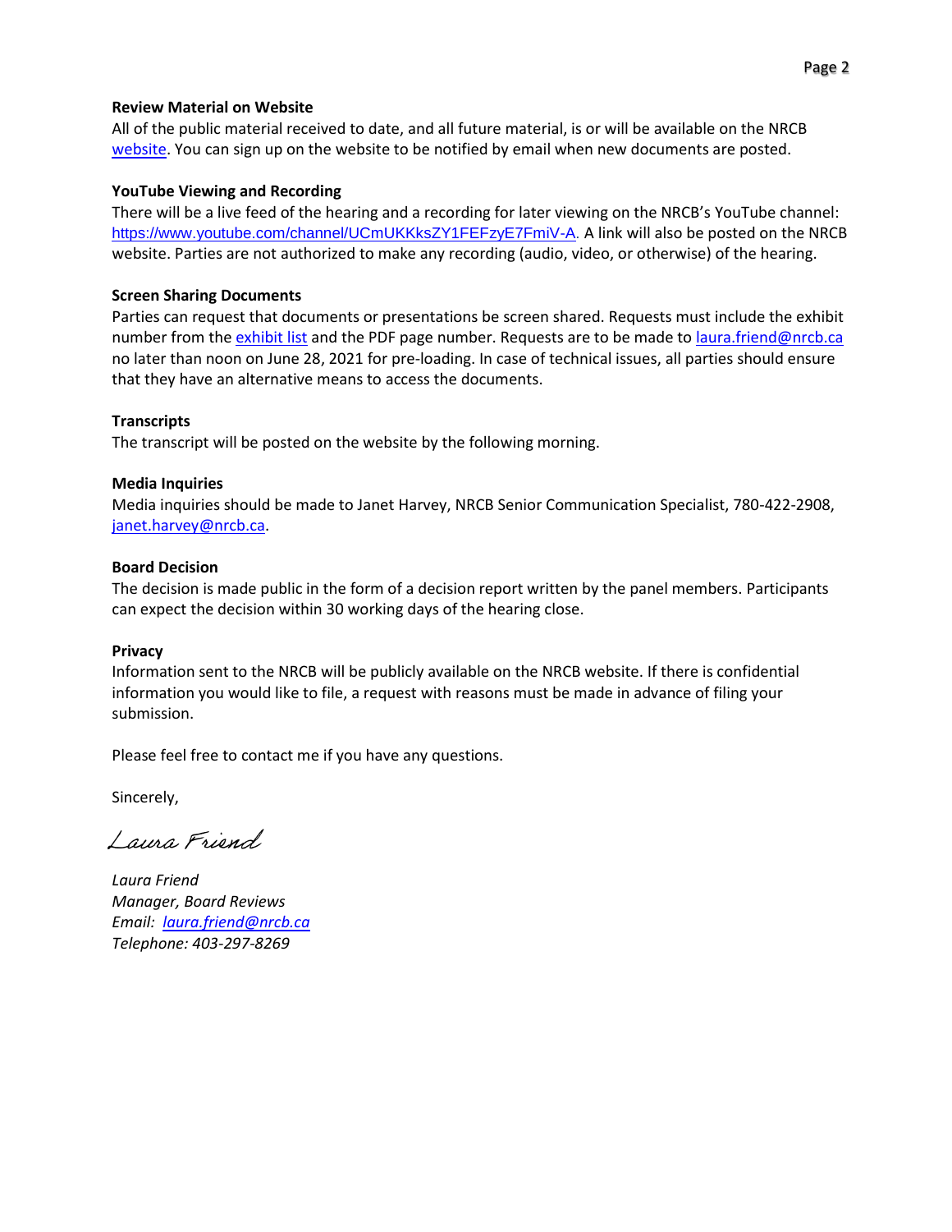**Review Material on Website**

All of the public material received to date, and all future material, is or will be available on the NRCB website. You can sign up on the website to be notified by email when new documents are posted.

**YouTube Viewing and Recording**

There will be a live feed of the hearing and a recording for later viewing on the NRCB's YouTube channel: https://www.youtube.com/channel/UCmUKKksZY1FEFzyE7FmiV-A. A link will also be posted on the NRCB website. Parties are not authorized to make any recording (audio, video, or otherwise) of the hearing.

**Screen Sharing Documents**

Parties can request that documents or presentations be screen shared. Requests must include the exhibit number from the exhibit list and the PDF page number. Requests are to be made to laura.friend@nrcb.ca no later than noon on June 28, 2021 for pre-loading. In case of technical issues, all parties should ensure that they have an alternative means to access the documents.

**Transcripts**

The transcript will be posted on the website by the following morning.

**Media Inquiries**

Media inquiries should be made to Janet Harvey, NRCB Senior Communication Specialist, 780-422-2908, janet.harvey@nrcb.ca.

**Board Decision**

The decision is made public in the form of a decision report written by the panel members. Participants can expect the decision within 30 working days of the hearing close.

**Privacy**

Information sent to the NRCB will be publicly available on the NRCB website. If there is confidential information you would like to file, a request with reasons must be made in advance of filing your submission.

Please feel free to contact me if you have any questions.

Sincerely,

Laura Friend

*Laura Friend*
*Manager, Board Reviews*
*Email: laura.friend@nrcb.ca*
*Telephone: 403-297-8269*